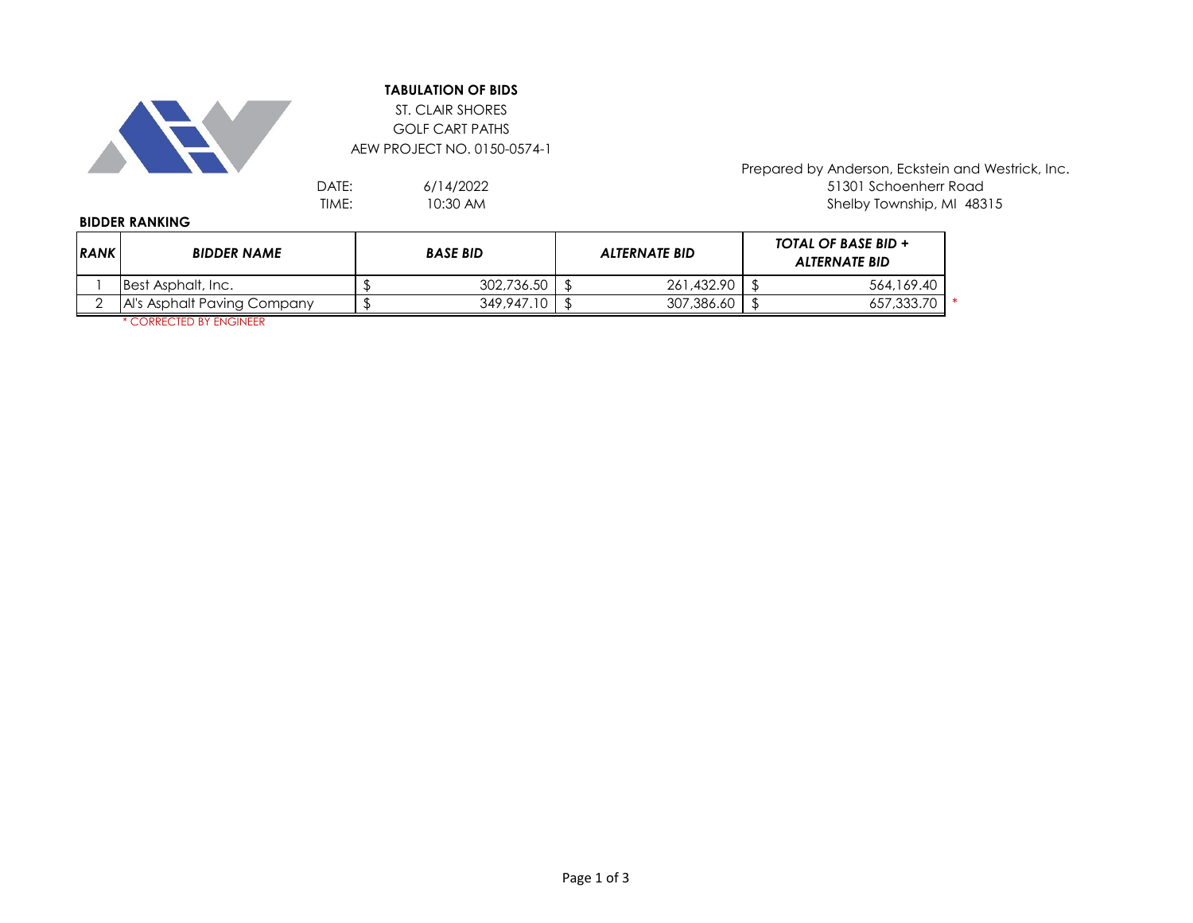# TABULATION OF BIDS

ST. CLAIR SHORES
GOLF CART PATHS
AEW PROJECT NO. 0150-0574-1

Prepared by Anderson, Eckstein and Westrick, Inc.
51301 Schoenherr Road
Shelby Township, MI 48315

DATE: 6/14/2022
TIME: 10:30 AM

**BIDDER RANKING**

| *RANK* | *BIDDER NAME* | *BASE BID* | *ALTERNATE BID* | *TOTAL OF BASE BID + ALTERNATE BID* |
|---|---|---|---|---|
| 1 | Best Asphalt, Inc. | $ 302,736.50 | $ 261,432.90 | $ 564,169.40 |
| 2 | Al's Asphalt Paving Company | $ 349,947.10 | $ 307,386.60 | $ 657,333.70 * |

* CORRECTED BY ENGINEER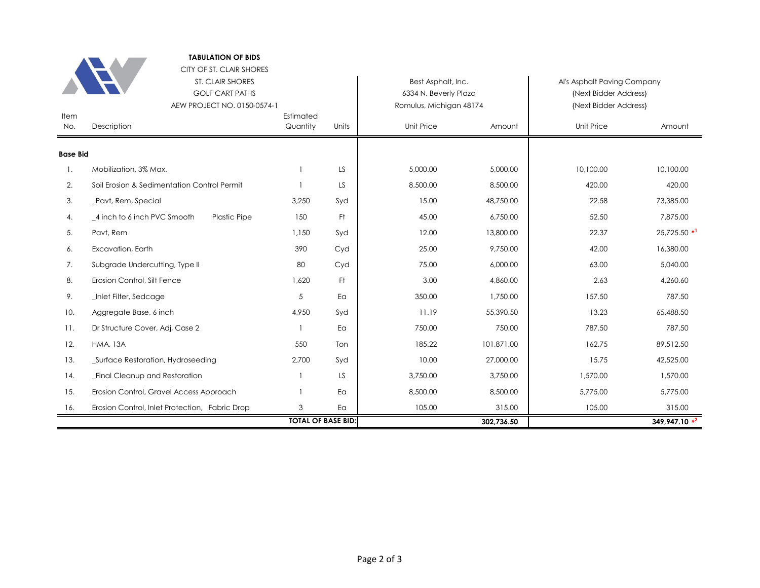**TABULATION OF BIDS**

CITY OF ST. CLAIR SHORES

ST. CLAIR SHORES

GOLF CART PATHS

AEW PROJECT NO. 0150-0574-1

| Item No. | Description | Estimated Quantity | Units | Best Asphalt, Inc. 6334 N. Beverly Plaza Romulus, Michigan 48174 Unit Price | Amount | Al's Asphalt Paving Company {Next Bidder Address} {Next Bidder Address} Unit Price | Amount |
|---|---|---|---|---|---|---|---|
| **Base Bid** | | | | | | | |
| 1. | Mobilization, 3% Max. | 1 | LS | 5,000.00 | 5,000.00 | 10,100.00 | 10,100.00 |
| 2. | Soil Erosion & Sedimentation Control Permit | 1 | LS | 8,500.00 | 8,500.00 | 420.00 | 420.00 |
| 3. | _Pavt, Rem, Special | 3,250 | Syd | 15.00 | 48,750.00 | 22.58 | 73,385.00 |
| 4. | _4 inch to 6 inch PVC Smooth Plastic Pipe | 150 | Ft | 45.00 | 6,750.00 | 52.50 | 7,875.00 |
| 5. | Pavt, Rem | 1,150 | Syd | 12.00 | 13,800.00 | 22.37 | 25,725.50 *[1] |
| 6. | Excavation, Earth | 390 | Cyd | 25.00 | 9,750.00 | 42.00 | 16,380.00 |
| 7. | Subgrade Undercutting, Type II | 80 | Cyd | 75.00 | 6,000.00 | 63.00 | 5,040.00 |
| 8. | Erosion Control, Silt Fence | 1,620 | Ft | 3.00 | 4,860.00 | 2.63 | 4,260.60 |
| 9. | _Inlet Filter, Sedcage | 5 | Ea | 350.00 | 1,750.00 | 157.50 | 787.50 |
| 10. | Aggregate Base, 6 inch | 4,950 | Syd | 11.19 | 55,390.50 | 13.23 | 65,488.50 |
| 11. | Dr Structure Cover, Adj, Case 2 | 1 | Ea | 750.00 | 750.00 | 787.50 | 787.50 |
| 12. | HMA, 13A | 550 | Ton | 185.22 | 101,871.00 | 162.75 | 89,512.50 |
| 13. | _Surface Restoration, Hydroseeding | 2,700 | Syd | 10.00 | 27,000.00 | 15.75 | 42,525.00 |
| 14. | _Final Cleanup and Restoration | 1 | LS | 3,750.00 | 3,750.00 | 1,570.00 | 1,570.00 |
| 15. | Erosion Control, Gravel Access Approach | 1 | Ea | 8,500.00 | 8,500.00 | 5,775.00 | 5,775.00 |
| 16. | Erosion Control, Inlet Protection, Fabric Drop | 3 | Ea | 105.00 | 315.00 | 105.00 | 315.00 |
| | | **TOTAL OF BASE BID:** | | | **302,736.50** | | **349,947.10** *[2] |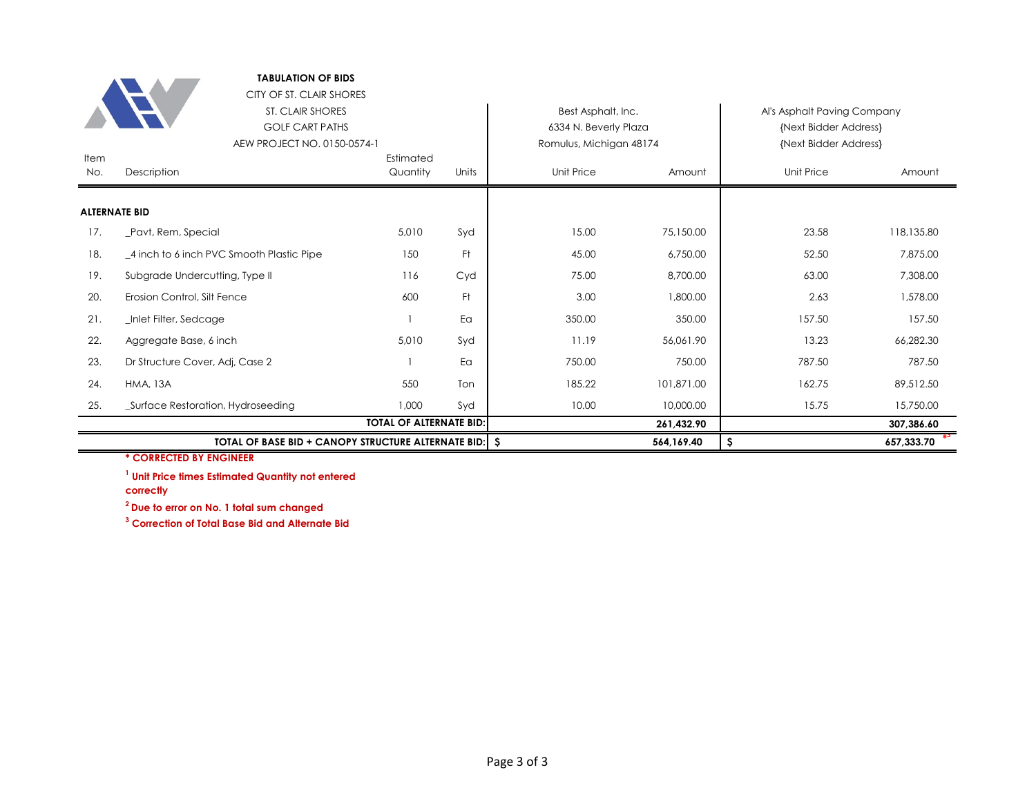**TABULATION OF BIDS**

CITY OF ST. CLAIR SHORES

ST. CLAIR SHORES

GOLF CART PATHS

AEW PROJECT NO. 0150-0574-1

| Item No. | Description | Estimated Quantity | Units | Best Asphalt, Inc. 6334 N. Beverly Plaza Romulus, Michigan 48174 Unit Price | Amount | Al's Asphalt Paving Company {Next Bidder Address} {Next Bidder Address} Unit Price | Amount |
|---|---|---|---|---|---|---|---|
| **ALTERNATE BID** | | | | | | | |
| 17. | _Pavt, Rem, Special | 5,010 | Syd | 15.00 | 75,150.00 | 23.58 | 118,135.80 |
| 18. | _4 inch to 6 inch PVC Smooth Plastic Pipe | 150 | Ft | 45.00 | 6,750.00 | 52.50 | 7,875.00 |
| 19. | Subgrade Undercutting, Type II | 116 | Cyd | 75.00 | 8,700.00 | 63.00 | 7,308.00 |
| 20. | Erosion Control, Silt Fence | 600 | Ft | 3.00 | 1,800.00 | 2.63 | 1,578.00 |
| 21. | _Inlet Filter, Sedcage | 1 | Ea | 350.00 | 350.00 | 157.50 | 157.50 |
| 22. | Aggregate Base, 6 inch | 5,010 | Syd | 11.19 | 56,061.90 | 13.23 | 66,282.30 |
| 23. | Dr Structure Cover, Adj, Case 2 | 1 | Ea | 750.00 | 750.00 | 787.50 | 787.50 |
| 24. | HMA, 13A | 550 | Ton | 185.22 | 101,871.00 | 162.75 | 89,512.50 |
| 25. | _Surface Restoration, Hydroseeding | 1,000 | Syd | 10.00 | 10,000.00 | 15.75 | 15,750.00 |
| | **TOTAL OF ALTERNATE BID:** | | | | **261,432.90** | | **307,386.60** |
| | **TOTAL OF BASE BID + CANOPY STRUCTURE ALTERNATE BID:** | | | **$** | **564,169.40** | **$** | **657,333.70** *[3] |

**\* CORRECTED BY ENGINEER**

**[1] Unit Price times Estimated Quantity not entered correctly**

**[2] Due to error on No. 1 total sum changed**

**[3] Correction of Total Base Bid and Alternate Bid**